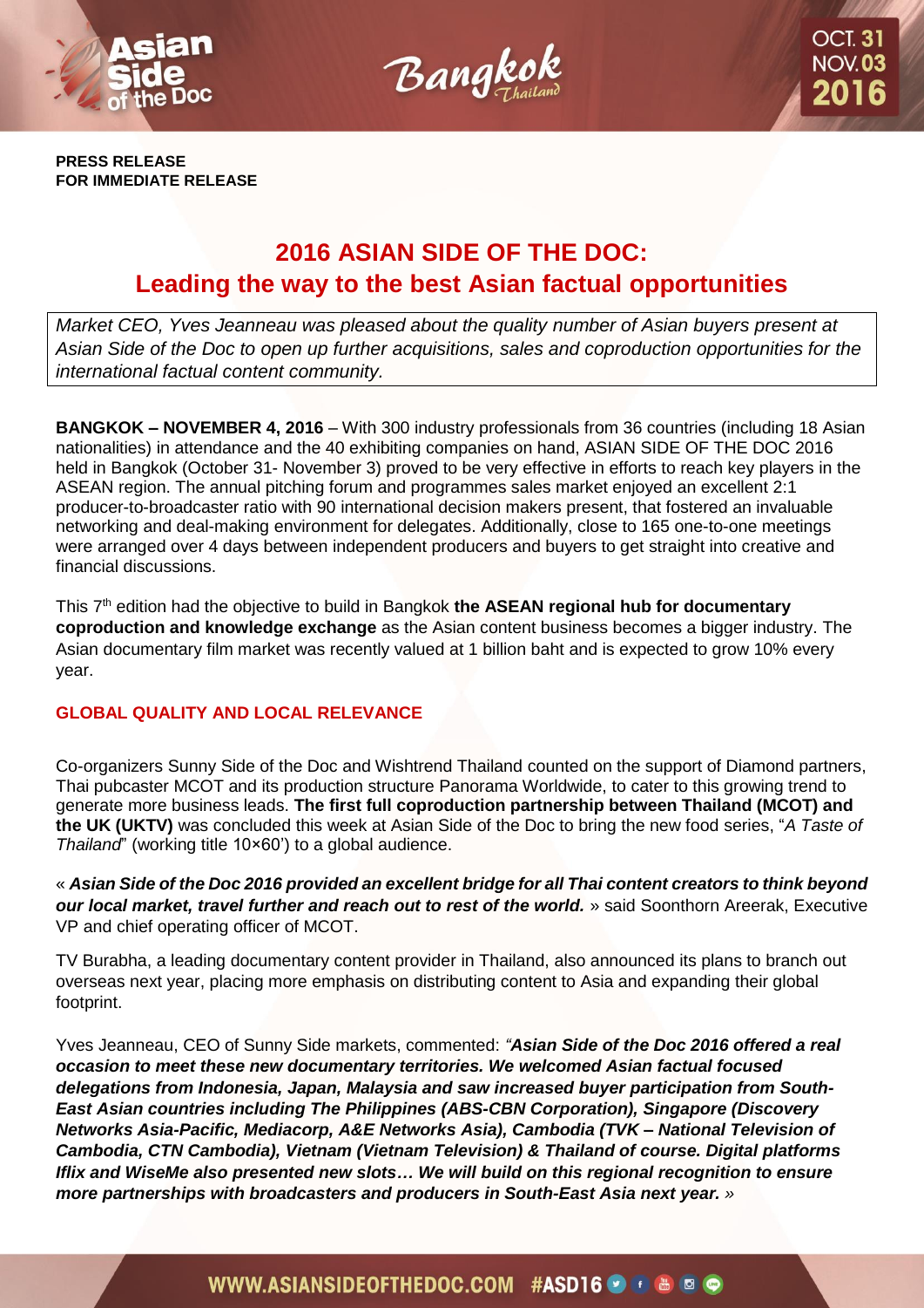**PRESS RELEASE**
**FOR IMMEDIATE RELEASE**

# 2016 ASIAN SIDE OF THE DOC: Leading the way to the best Asian factual opportunities

*Market CEO, Yves Jeanneau was pleased about the quality number of Asian buyers present at Asian Side of the Doc to open up further acquisitions, sales and coproduction opportunities for the international factual content community.*

**BANGKOK – NOVEMBER 4, 2016** – With 300 industry professionals from 36 countries (including 18 Asian nationalities) in attendance and the 40 exhibiting companies on hand, ASIAN SIDE OF THE DOC 2016 held in Bangkok (October 31- November 3) proved to be very effective in efforts to reach key players in the ASEAN region. The annual pitching forum and programmes sales market enjoyed an excellent 2:1 producer-to-broadcaster ratio with 90 international decision makers present, that fostered an invaluable networking and deal-making environment for delegates. Additionally, close to 165 one-to-one meetings were arranged over 4 days between independent producers and buyers to get straight into creative and financial discussions.

This 7th edition had the objective to build in Bangkok **the ASEAN regional hub for documentary coproduction and knowledge exchange** as the Asian content business becomes a bigger industry. The Asian documentary film market was recently valued at 1 billion baht and is expected to grow 10% every year.

## GLOBAL QUALITY AND LOCAL RELEVANCE

Co-organizers Sunny Side of the Doc and Wishtrend Thailand counted on the support of Diamond partners, Thai pubcaster MCOT and its production structure Panorama Worldwide, to cater to this growing trend to generate more business leads. **The first full coproduction partnership between Thailand (MCOT) and the UK (UKTV)** was concluded this week at Asian Side of the Doc to bring the new food series, "*A Taste of Thailand*" (working title 10×60') to a global audience.

« ***Asian Side of the Doc 2016 provided an excellent bridge for all Thai content creators to think beyond our local market, travel further and reach out to rest of the world.*** » said Soonthorn Areerak, Executive VP and chief operating officer of MCOT.

TV Burabha, a leading documentary content provider in Thailand, also announced its plans to branch out overseas next year, placing more emphasis on distributing content to Asia and expanding their global footprint.

Yves Jeanneau, CEO of Sunny Side markets, commented: *"**Asian Side of the Doc 2016 offered a real occasion to meet these new documentary territories. We welcomed Asian factual focused delegations from Indonesia, Japan, Malaysia and saw increased buyer participation from South-East Asian countries including The Philippines (ABS-CBN Corporation), Singapore (Discovery Networks Asia-Pacific, Mediacorp, A&E Networks Asia), Cambodia (TVK – National Television of Cambodia, CTN Cambodia), Vietnam (Vietnam Television) & Thailand of course. Digital platforms Iflix and WiseMe also presented new slots… We will build on this regional recognition to ensure more partnerships with broadcasters and producers in South-East Asia next year.*** »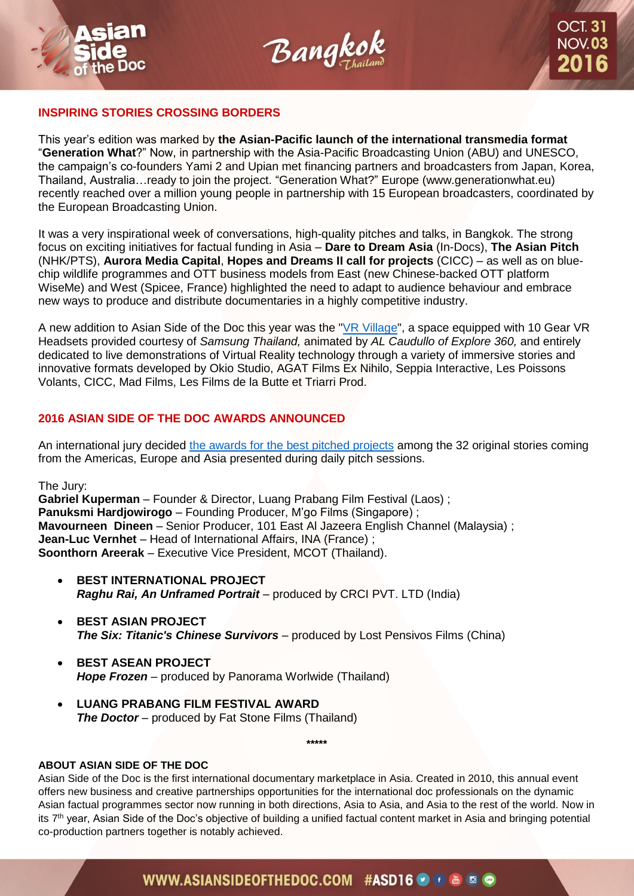## INSPIRING STORIES CROSSING BORDERS

This year's edition was marked by **the Asian-Pacific launch of the international transmedia format** "**Generation What**?" Now, in partnership with the Asia-Pacific Broadcasting Union (ABU) and UNESCO, the campaign's co-founders Yami 2 and Upian met financing partners and broadcasters from Japan, Korea, Thailand, Australia…ready to join the project. "Generation What?" Europe (www.generationwhat.eu) recently reached over a million young people in partnership with 15 European broadcasters, coordinated by the European Broadcasting Union.

It was a very inspirational week of conversations, high-quality pitches and talks, in Bangkok. The strong focus on exciting initiatives for factual funding in Asia – **Dare to Dream Asia** (In-Docs), **The Asian Pitch** (NHK/PTS), **Aurora Media Capital**, **Hopes and Dreams II call for projects** (CICC) – as well as on blue-chip wildlife programmes and OTT business models from East (new Chinese-backed OTT platform WiseMe) and West (Spicee, France) highlighted the need to adapt to audience behaviour and embrace new ways to produce and distribute documentaries in a highly competitive industry.

A new addition to Asian Side of the Doc this year was the "VR Village", a space equipped with 10 Gear VR Headsets provided courtesy of *Samsung Thailand,* animated by *AL Caudullo of Explore 360,* and entirely dedicated to live demonstrations of Virtual Reality technology through a variety of immersive stories and innovative formats developed by Okio Studio, AGAT Films Ex Nihilo, Seppia Interactive, Les Poissons Volants, CICC, Mad Films, Les Films de la Butte et Triarri Prod.

## 2016 ASIAN SIDE OF THE DOC AWARDS ANNOUNCED

An international jury decided the awards for the best pitched projects among the 32 original stories coming from the Americas, Europe and Asia presented during daily pitch sessions.

The Jury:
**Gabriel Kuperman** – Founder & Director, Luang Prabang Film Festival (Laos) ;
**Panuksmi Hardjowirogo** – Founding Producer, M'go Films (Singapore) ;
**Mavourneen Dineen** – Senior Producer, 101 East Al Jazeera English Channel (Malaysia) ;
**Jean-Luc Vernhet** – Head of International Affairs, INA (France) ;
**Soonthorn Areerak** – Executive Vice President, MCOT (Thailand).

- **BEST INTERNATIONAL PROJECT**
  ***Raghu Rai, An Unframed Portrait*** – produced by CRCI PVT. LTD (India)
- **BEST ASIAN PROJECT**
  ***The Six: Titanic's Chinese Survivors*** – produced by Lost Pensivos Films (China)
- **BEST ASEAN PROJECT**
  ***Hope Frozen*** – produced by Panorama Worlwide (Thailand)
- **LUANG PRABANG FILM FESTIVAL AWARD**
  ***The Doctor*** – produced by Fat Stone Films (Thailand)

*****

**ABOUT ASIAN SIDE OF THE DOC**

Asian Side of the Doc is the first international documentary marketplace in Asia. Created in 2010, this annual event offers new business and creative partnerships opportunities for the international doc professionals on the dynamic Asian factual programmes sector now running in both directions, Asia to Asia, and Asia to the rest of the world. Now in its 7th year, Asian Side of the Doc's objective of building a unified factual content market in Asia and bringing potential co-production partners together is notably achieved.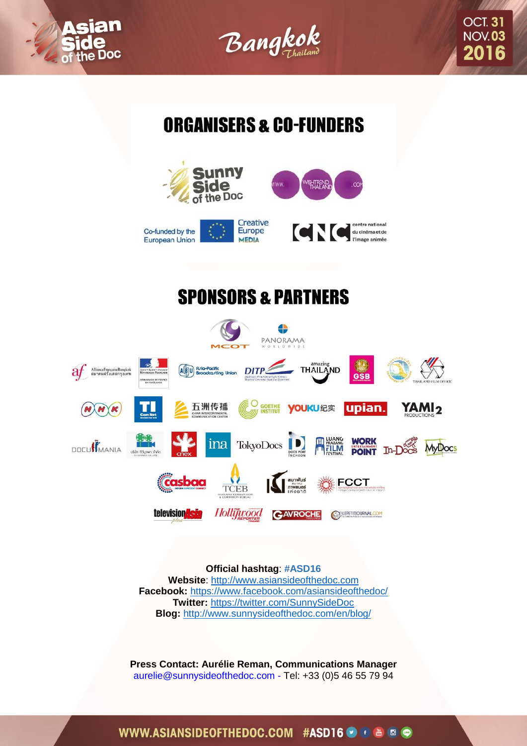## ORGANISERS & CO-FUNDERS

## SPONSORS & PARTNERS

**Official hashtag**: **#ASD16**
**Website**: http://www.asiansideofthedoc.com
**Facebook:** https://www.facebook.com/asiansideofthedoc/
**Twitter:** https://twitter.com/SunnySideDoc
**Blog:** http://www.sunnysideofthedoc.com/en/blog/

**Press Contact: Aurélie Reman, Communications Manager**
aurelie@sunnysideofthedoc.com - Tel: +33 (0)5 46 55 79 94